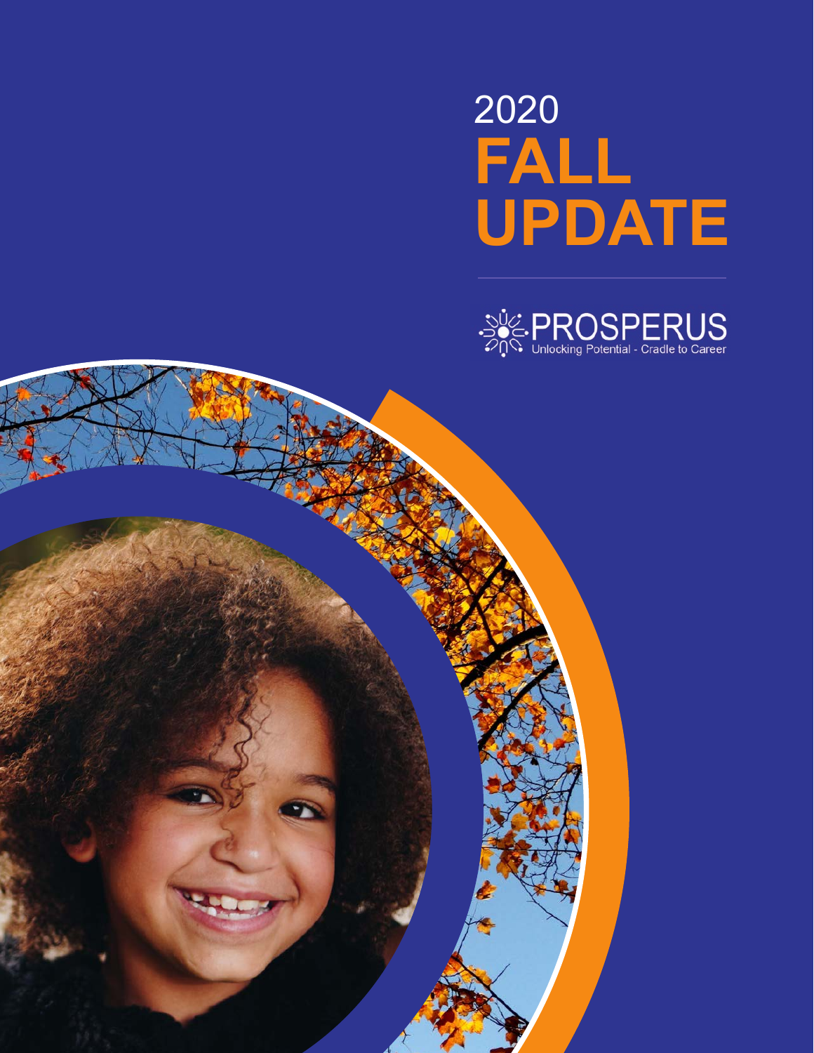# 2020 FALL UPDATE

PROSPERUS

Unlocking Potential - Cradle to Career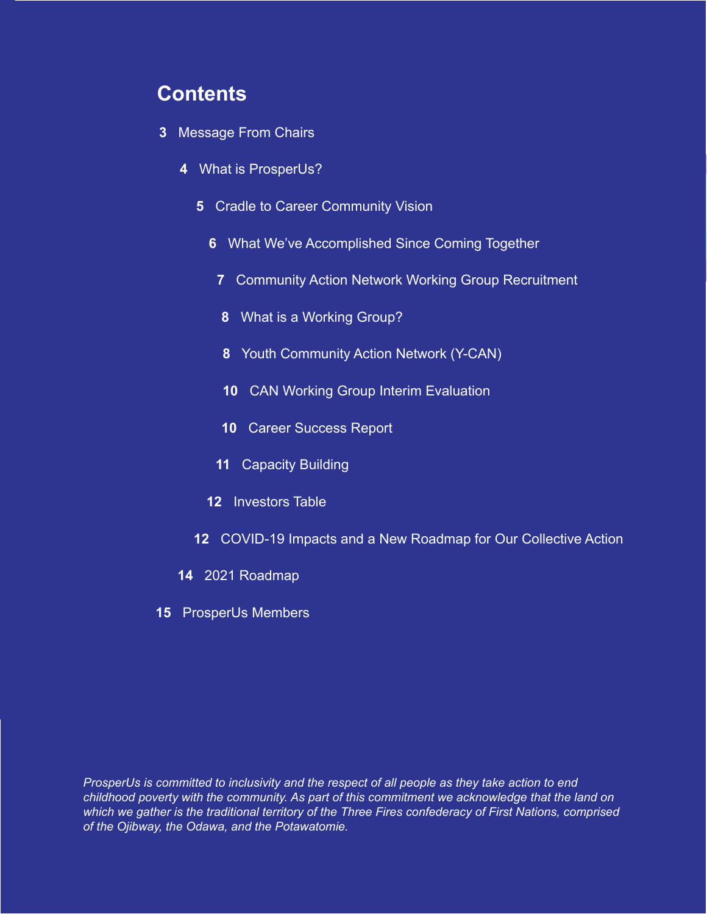# Contents

3 Message From Chairs

4 What is ProsperUs?

5 Cradle to Career Community Vision

6 What We've Accomplished Since Coming Together

7 Community Action Network Working Group Recruitment

8 What is a Working Group?

8 Youth Community Action Network (Y-CAN)

10 CAN Working Group Interim Evaluation

10 Career Success Report

11 Capacity Building

12 Investors Table

12 COVID-19 Impacts and a New Roadmap for Our Collective Action

14 2021 Roadmap

15 ProsperUs Members

*ProsperUs is committed to inclusivity and the respect of all people as they take action to end childhood poverty with the community. As part of this commitment we acknowledge that the land on which we gather is the traditional territory of the Three Fires confederacy of First Nations, comprised of the Ojibway, the Odawa, and the Potawatomie.*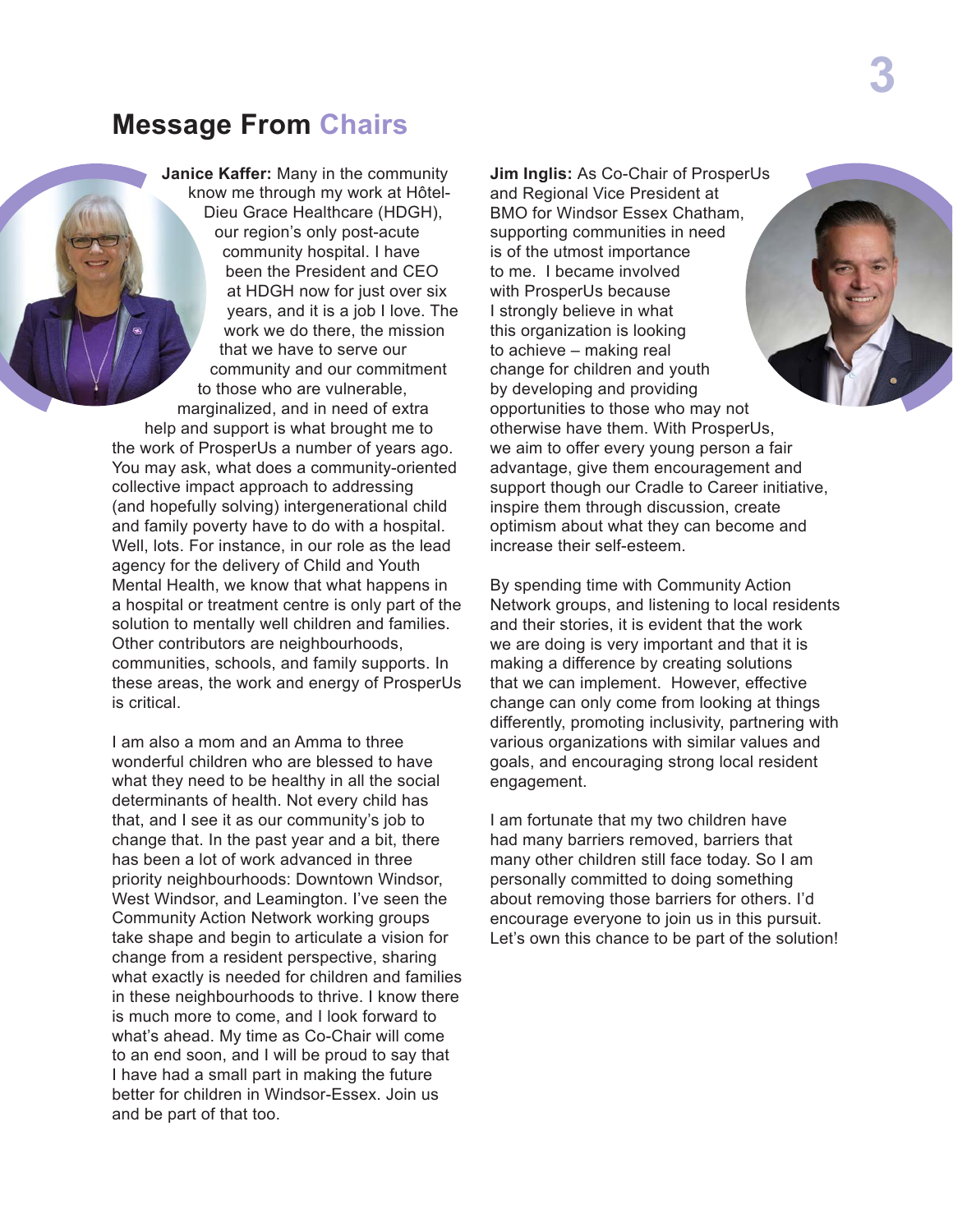## Message From Chairs

**Janice Kaffer:** Many in the community know me through my work at Hôtel-Dieu Grace Healthcare (HDGH), our region's only post-acute community hospital. I have been the President and CEO at HDGH now for just over six years, and it is a job I love. The work we do there, the mission that we have to serve our community and our commitment to those who are vulnerable, marginalized, and in need of extra help and support is what brought me to the work of ProsperUs a number of years ago. You may ask, what does a community-oriented collective impact approach to addressing (and hopefully solving) intergenerational child and family poverty have to do with a hospital. Well, lots. For instance, in our role as the lead agency for the delivery of Child and Youth Mental Health, we know that what happens in a hospital or treatment centre is only part of the solution to mentally well children and families. Other contributors are neighbourhoods, communities, schools, and family supports. In these areas, the work and energy of ProsperUs is critical.

I am also a mom and an Amma to three wonderful children who are blessed to have what they need to be healthy in all the social determinants of health. Not every child has that, and I see it as our community's job to change that. In the past year and a bit, there has been a lot of work advanced in three priority neighbourhoods: Downtown Windsor, West Windsor, and Leamington. I've seen the Community Action Network working groups take shape and begin to articulate a vision for change from a resident perspective, sharing what exactly is needed for children and families in these neighbourhoods to thrive. I know there is much more to come, and I look forward to what's ahead. My time as Co-Chair will come to an end soon, and I will be proud to say that I have had a small part in making the future better for children in Windsor-Essex. Join us and be part of that too.

**Jim Inglis:** As Co-Chair of ProsperUs and Regional Vice President at BMO for Windsor Essex Chatham, supporting communities in need is of the utmost importance to me. I became involved with ProsperUs because I strongly believe in what this organization is looking to achieve – making real change for children and youth by developing and providing opportunities to those who may not otherwise have them. With ProsperUs, we aim to offer every young person a fair advantage, give them encouragement and support though our Cradle to Career initiative, inspire them through discussion, create optimism about what they can become and increase their self-esteem.

By spending time with Community Action Network groups, and listening to local residents and their stories, it is evident that the work we are doing is very important and that it is making a difference by creating solutions that we can implement. However, effective change can only come from looking at things differently, promoting inclusivity, partnering with various organizations with similar values and goals, and encouraging strong local resident engagement.

I am fortunate that my two children have had many barriers removed, barriers that many other children still face today. So I am personally committed to doing something about removing those barriers for others. I'd encourage everyone to join us in this pursuit. Let's own this chance to be part of the solution!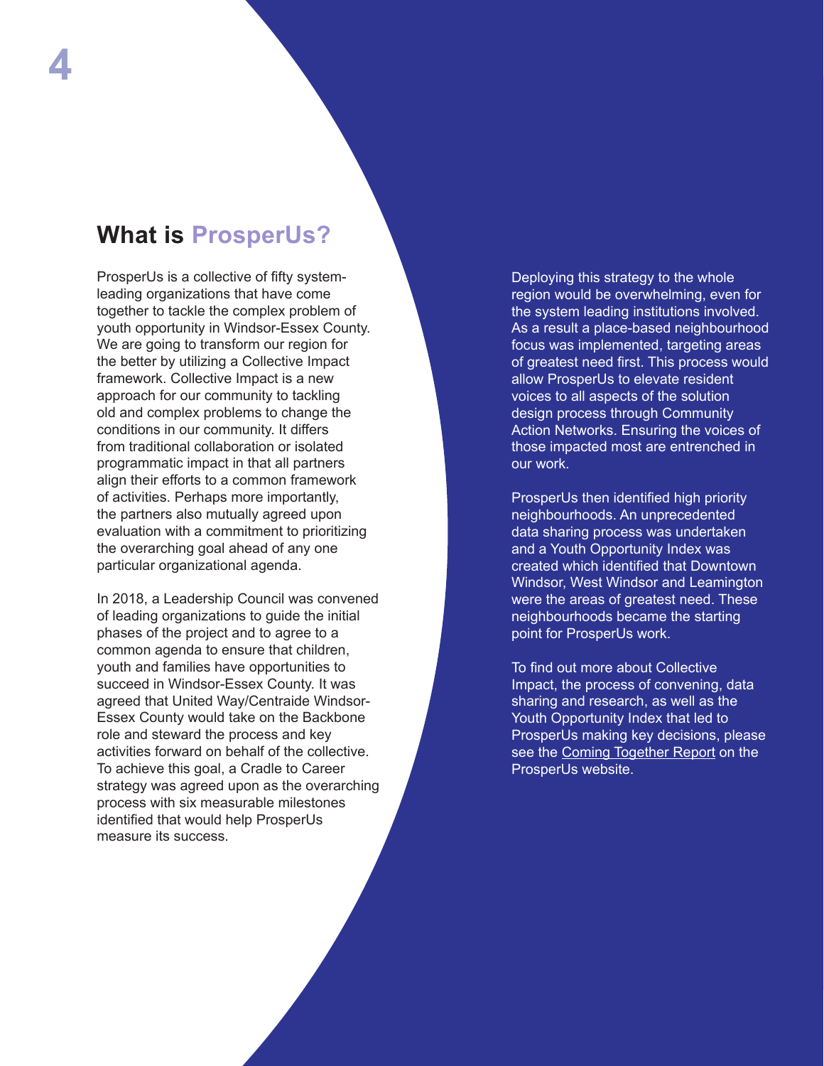## What is ProsperUs?

ProsperUs is a collective of fifty system-leading organizations that have come together to tackle the complex problem of youth opportunity in Windsor-Essex County. We are going to transform our region for the better by utilizing a Collective Impact framework. Collective Impact is a new approach for our community to tackling old and complex problems to change the conditions in our community. It differs from traditional collaboration or isolated programmatic impact in that all partners align their efforts to a common framework of activities. Perhaps more importantly, the partners also mutually agreed upon evaluation with a commitment to prioritizing the overarching goal ahead of any one particular organizational agenda.

In 2018, a Leadership Council was convened of leading organizations to guide the initial phases of the project and to agree to a common agenda to ensure that children, youth and families have opportunities to succeed in Windsor-Essex County. It was agreed that United Way/Centraide Windsor-Essex County would take on the Backbone role and steward the process and key activities forward on behalf of the collective. To achieve this goal, a Cradle to Career strategy was agreed upon as the overarching process with six measurable milestones identified that would help ProsperUs measure its success.

Deploying this strategy to the whole region would be overwhelming, even for the system leading institutions involved. As a result a place-based neighbourhood focus was implemented, targeting areas of greatest need first. This process would allow ProsperUs to elevate resident voices to all aspects of the solution design process through Community Action Networks. Ensuring the voices of those impacted most are entrenched in our work.

ProsperUs then identified high priority neighbourhoods. An unprecedented data sharing process was undertaken and a Youth Opportunity Index was created which identified that Downtown Windsor, West Windsor and Leamington were the areas of greatest need. These neighbourhoods became the starting point for ProsperUs work.

To find out more about Collective Impact, the process of convening, data sharing and research, as well as the Youth Opportunity Index that led to ProsperUs making key decisions, please see the Coming Together Report on the ProsperUs website.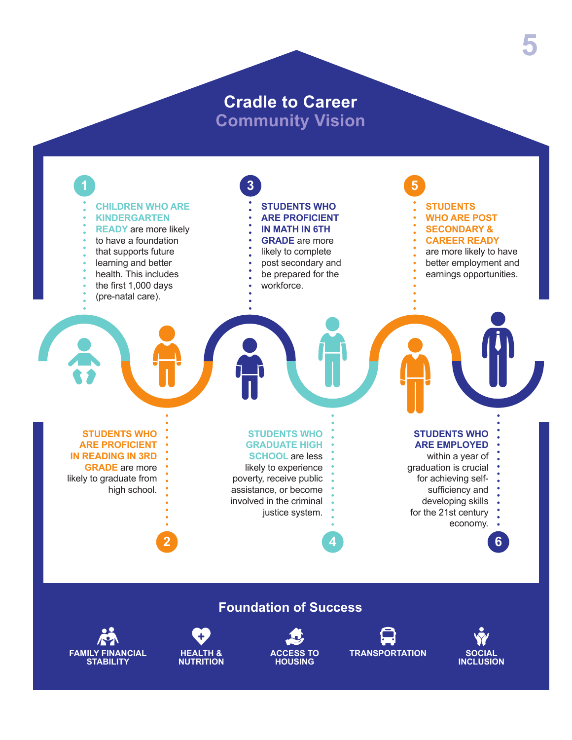# Cradle to Career

## Community Vision

1. **CHILDREN WHO ARE KINDERGARTEN READY** are more likely to have a foundation that supports future learning and better health. This includes the first 1,000 days (pre-natal care).

2. **STUDENTS WHO ARE PROFICIENT IN READING IN 3RD GRADE** are more likely to graduate from high school.

3. **STUDENTS WHO ARE PROFICIENT IN MATH IN 6TH GRADE** are more likely to complete post secondary and be prepared for the workforce.

4. **STUDENTS WHO GRADUATE HIGH SCHOOL** are less likely to experience poverty, receive public assistance, or become involved in the criminal justice system.

5. **STUDENTS WHO ARE POST SECONDARY & CAREER READY** are more likely to have better employment and earnings opportunities.

6. **STUDENTS WHO ARE EMPLOYED** within a year of graduation is crucial for achieving self-sufficiency and developing skills for the 21st century economy.

## Foundation of Success

- FAMILY FINANCIAL STABILITY
- HEALTH & NUTRITION
- ACCESS TO HOUSING
- TRANSPORTATION
- SOCIAL INCLUSION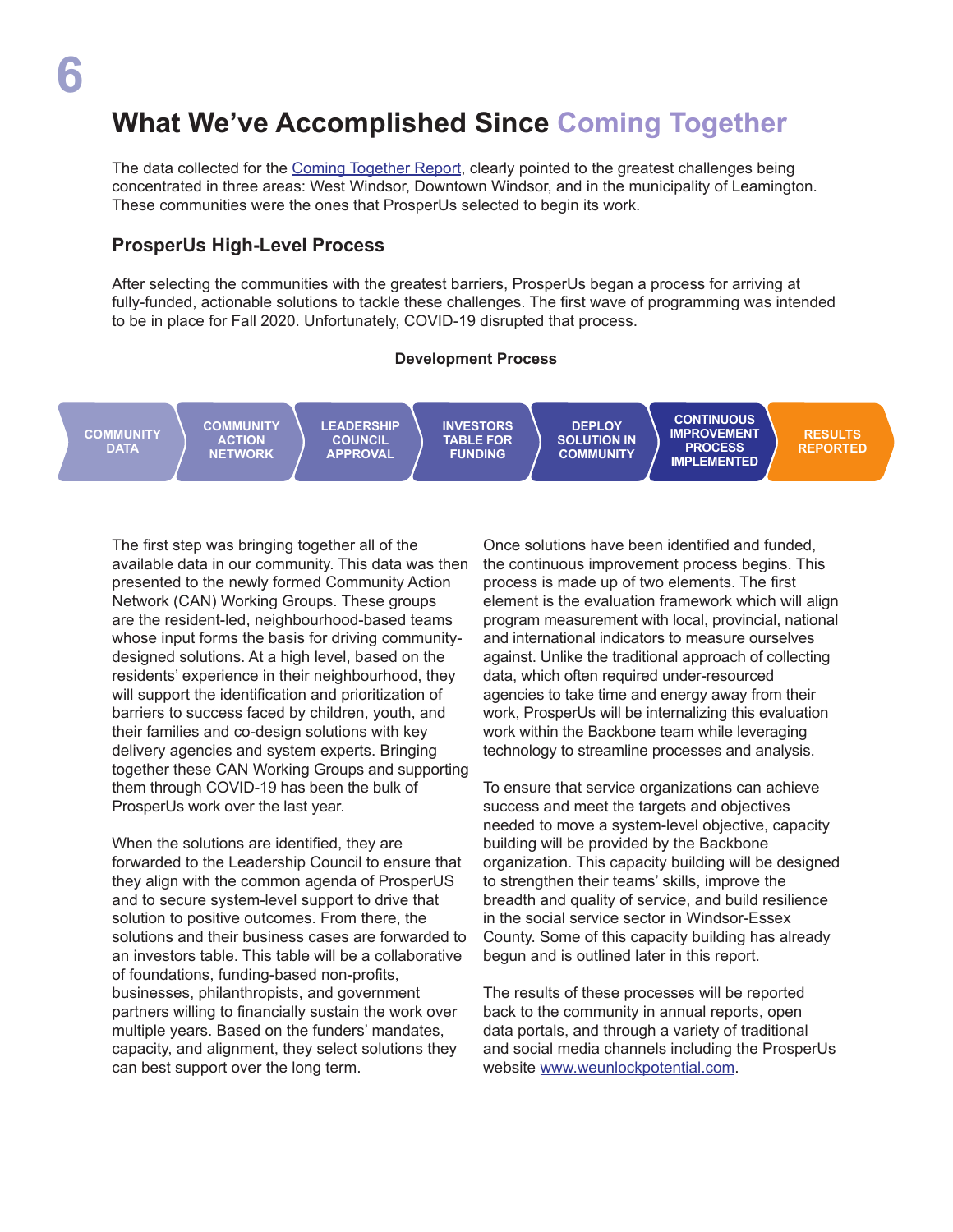# What We've Accomplished Since Coming Together

The data collected for the Coming Together Report, clearly pointed to the greatest challenges being concentrated in three areas: West Windsor, Downtown Windsor, and in the municipality of Leamington. These communities were the ones that ProsperUs selected to begin its work.

## ProsperUs High-Level Process

After selecting the communities with the greatest barriers, ProsperUs began a process for arriving at fully-funded, actionable solutions to tackle these challenges. The first wave of programming was intended to be in place for Fall 2020. Unfortunately, COVID-19 disrupted that process.

**Development Process**

COMMUNITY DATA → COMMUNITY ACTION NETWORK → LEADERSHIP COUNCIL APPROVAL → INVESTORS TABLE FOR FUNDING → DEPLOY SOLUTION IN COMMUNITY → CONTINUOUS IMPROVEMENT PROCESS IMPLEMENTED → RESULTS REPORTED

The first step was bringing together all of the available data in our community. This data was then presented to the newly formed Community Action Network (CAN) Working Groups. These groups are the resident-led, neighbourhood-based teams whose input forms the basis for driving community-designed solutions. At a high level, based on the residents' experience in their neighbourhood, they will support the identification and prioritization of barriers to success faced by children, youth, and their families and co-design solutions with key delivery agencies and system experts. Bringing together these CAN Working Groups and supporting them through COVID-19 has been the bulk of ProsperUs work over the last year.

When the solutions are identified, they are forwarded to the Leadership Council to ensure that they align with the common agenda of ProsperUS and to secure system-level support to drive that solution to positive outcomes. From there, the solutions and their business cases are forwarded to an investors table. This table will be a collaborative of foundations, funding-based non-profits, businesses, philanthropists, and government partners willing to financially sustain the work over multiple years. Based on the funders' mandates, capacity, and alignment, they select solutions they can best support over the long term.

Once solutions have been identified and funded, the continuous improvement process begins. This process is made up of two elements. The first element is the evaluation framework which will align program measurement with local, provincial, national and international indicators to measure ourselves against. Unlike the traditional approach of collecting data, which often required under-resourced agencies to take time and energy away from their work, ProsperUs will be internalizing this evaluation work within the Backbone team while leveraging technology to streamline processes and analysis.

To ensure that service organizations can achieve success and meet the targets and objectives needed to move a system-level objective, capacity building will be provided by the Backbone organization. This capacity building will be designed to strengthen their teams' skills, improve the breadth and quality of service, and build resilience in the social service sector in Windsor-Essex County. Some of this capacity building has already begun and is outlined later in this report.

The results of these processes will be reported back to the community in annual reports, open data portals, and through a variety of traditional and social media channels including the ProsperUs website www.weunlockpotential.com.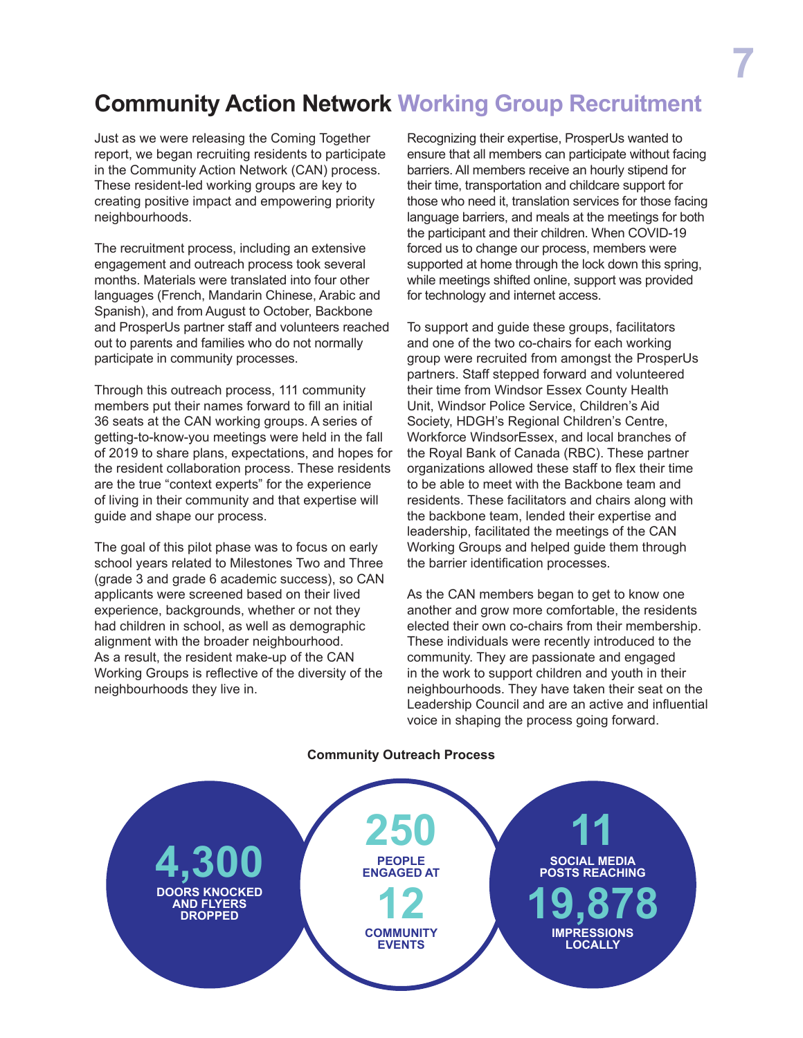# Community Action Network Working Group Recruitment

Just as we were releasing the Coming Together report, we began recruiting residents to participate in the Community Action Network (CAN) process. These resident-led working groups are key to creating positive impact and empowering priority neighbourhoods.

The recruitment process, including an extensive engagement and outreach process took several months. Materials were translated into four other languages (French, Mandarin Chinese, Arabic and Spanish), and from August to October, Backbone and ProsperUs partner staff and volunteers reached out to parents and families who do not normally participate in community processes.

Through this outreach process, 111 community members put their names forward to fill an initial 36 seats at the CAN working groups. A series of getting-to-know-you meetings were held in the fall of 2019 to share plans, expectations, and hopes for the resident collaboration process. These residents are the true "context experts" for the experience of living in their community and that expertise will guide and shape our process.

The goal of this pilot phase was to focus on early school years related to Milestones Two and Three (grade 3 and grade 6 academic success), so CAN applicants were screened based on their lived experience, backgrounds, whether or not they had children in school, as well as demographic alignment with the broader neighbourhood. As a result, the resident make-up of the CAN Working Groups is reflective of the diversity of the neighbourhoods they live in.

Recognizing their expertise, ProsperUs wanted to ensure that all members can participate without facing barriers. All members receive an hourly stipend for their time, transportation and childcare support for those who need it, translation services for those facing language barriers, and meals at the meetings for both the participant and their children. When COVID-19 forced us to change our process, members were supported at home through the lock down this spring, while meetings shifted online, support was provided for technology and internet access.

To support and guide these groups, facilitators and one of the two co-chairs for each working group were recruited from amongst the ProsperUs partners. Staff stepped forward and volunteered their time from Windsor Essex County Health Unit, Windsor Police Service, Children's Aid Society, HDGH's Regional Children's Centre, Workforce WindsorEssex, and local branches of the Royal Bank of Canada (RBC). These partner organizations allowed these staff to flex their time to be able to meet with the Backbone team and residents. These facilitators and chairs along with the backbone team, lended their expertise and leadership, facilitated the meetings of the CAN Working Groups and helped guide them through the barrier identification processes.

As the CAN members began to get to know one another and grow more comfortable, the residents elected their own co-chairs from their membership. These individuals were recently introduced to the community. They are passionate and engaged in the work to support children and youth in their neighbourhoods. They have taken their seat on the Leadership Council and are an active and influential voice in shaping the process going forward.

**Community Outreach Process**

**4,300** DOORS KNOCKED AND FLYERS DROPPED

**250** PEOPLE ENGAGED AT **12** COMMUNITY EVENTS

**11** SOCIAL MEDIA POSTS REACHING **19,878** IMPRESSIONS LOCALLY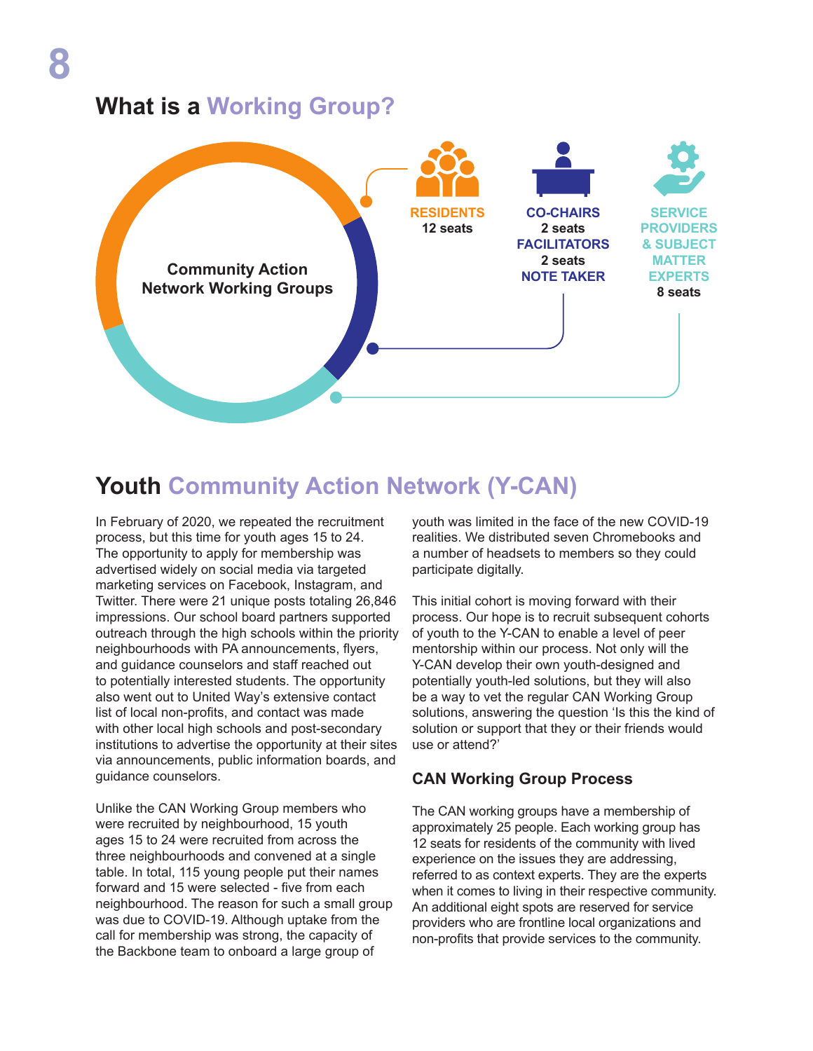## What is a Working Group?

**Community Action Network Working Groups**

**RESIDENTS**
12 seats

**CO-CHAIRS**
2 seats
**FACILITATORS**
2 seats
**NOTE TAKER**

**SERVICE PROVIDERS & SUBJECT MATTER EXPERTS**
8 seats

## Youth Community Action Network (Y-CAN)

In February of 2020, we repeated the recruitment process, but this time for youth ages 15 to 24. The opportunity to apply for membership was advertised widely on social media via targeted marketing services on Facebook, Instagram, and Twitter. There were 21 unique posts totaling 26,846 impressions. Our school board partners supported outreach through the high schools within the priority neighbourhoods with PA announcements, flyers, and guidance counselors and staff reached out to potentially interested students. The opportunity also went out to United Way's extensive contact list of local non-profits, and contact was made with other local high schools and post-secondary institutions to advertise the opportunity at their sites via announcements, public information boards, and guidance counselors.

Unlike the CAN Working Group members who were recruited by neighbourhood, 15 youth ages 15 to 24 were recruited from across the three neighbourhoods and convened at a single table. In total, 115 young people put their names forward and 15 were selected - five from each neighbourhood. The reason for such a small group was due to COVID-19. Although uptake from the call for membership was strong, the capacity of the Backbone team to onboard a large group of youth was limited in the face of the new COVID-19 realities. We distributed seven Chromebooks and a number of headsets to members so they could participate digitally.

This initial cohort is moving forward with their process. Our hope is to recruit subsequent cohorts of youth to the Y-CAN to enable a level of peer mentorship within our process. Not only will the Y-CAN develop their own youth-designed and potentially youth-led solutions, but they will also be a way to vet the regular CAN Working Group solutions, answering the question 'Is this the kind of solution or support that they or their friends would use or attend?'

### CAN Working Group Process

The CAN working groups have a membership of approximately 25 people. Each working group has 12 seats for residents of the community with lived experience on the issues they are addressing, referred to as context experts. They are the experts when it comes to living in their respective community. An additional eight spots are reserved for service providers who are frontline local organizations and non-profits that provide services to the community.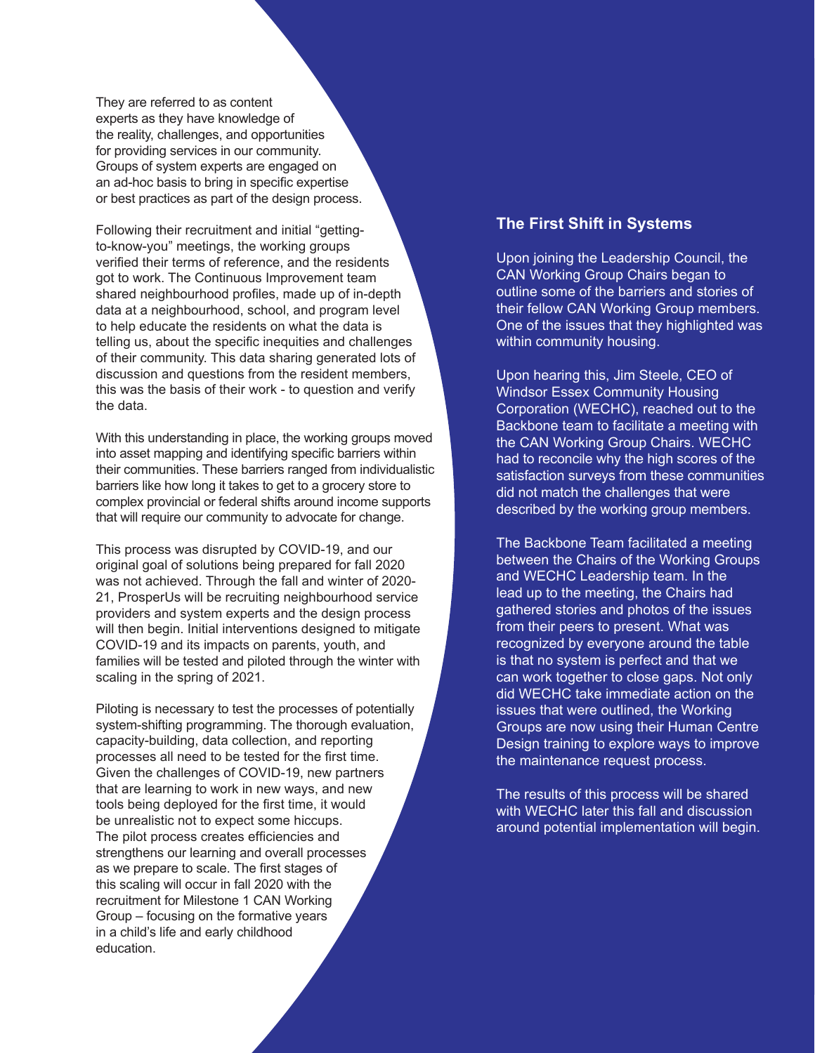They are referred to as content experts as they have knowledge of the reality, challenges, and opportunities for providing services in our community. Groups of system experts are engaged on an ad-hoc basis to bring in specific expertise or best practices as part of the design process.

Following their recruitment and initial "getting-to-know-you" meetings, the working groups verified their terms of reference, and the residents got to work. The Continuous Improvement team shared neighbourhood profiles, made up of in-depth data at a neighbourhood, school, and program level to help educate the residents on what the data is telling us, about the specific inequities and challenges of their community. This data sharing generated lots of discussion and questions from the resident members, this was the basis of their work - to question and verify the data.

With this understanding in place, the working groups moved into asset mapping and identifying specific barriers within their communities. These barriers ranged from individualistic barriers like how long it takes to get to a grocery store to complex provincial or federal shifts around income supports that will require our community to advocate for change.

This process was disrupted by COVID-19, and our original goal of solutions being prepared for fall 2020 was not achieved. Through the fall and winter of 2020-21, ProsperUs will be recruiting neighbourhood service providers and system experts and the design process will then begin. Initial interventions designed to mitigate COVID-19 and its impacts on parents, youth, and families will be tested and piloted through the winter with scaling in the spring of 2021.

Piloting is necessary to test the processes of potentially system-shifting programming. The thorough evaluation, capacity-building, data collection, and reporting processes all need to be tested for the first time. Given the challenges of COVID-19, new partners that are learning to work in new ways, and new tools being deployed for the first time, it would be unrealistic not to expect some hiccups. The pilot process creates efficiencies and strengthens our learning and overall processes as we prepare to scale. The first stages of this scaling will occur in fall 2020 with the recruitment for Milestone 1 CAN Working Group – focusing on the formative years in a child's life and early childhood education.

### The First Shift in Systems

Upon joining the Leadership Council, the CAN Working Group Chairs began to outline some of the barriers and stories of their fellow CAN Working Group members. One of the issues that they highlighted was within community housing.

Upon hearing this, Jim Steele, CEO of Windsor Essex Community Housing Corporation (WECHC), reached out to the Backbone team to facilitate a meeting with the CAN Working Group Chairs. WECHC had to reconcile why the high scores of the satisfaction surveys from these communities did not match the challenges that were described by the working group members.

The Backbone Team facilitated a meeting between the Chairs of the Working Groups and WECHC Leadership team. In the lead up to the meeting, the Chairs had gathered stories and photos of the issues from their peers to present. What was recognized by everyone around the table is that no system is perfect and that we can work together to close gaps. Not only did WECHC take immediate action on the issues that were outlined, the Working Groups are now using their Human Centre Design training to explore ways to improve the maintenance request process.

The results of this process will be shared with WECHC later this fall and discussion around potential implementation will begin.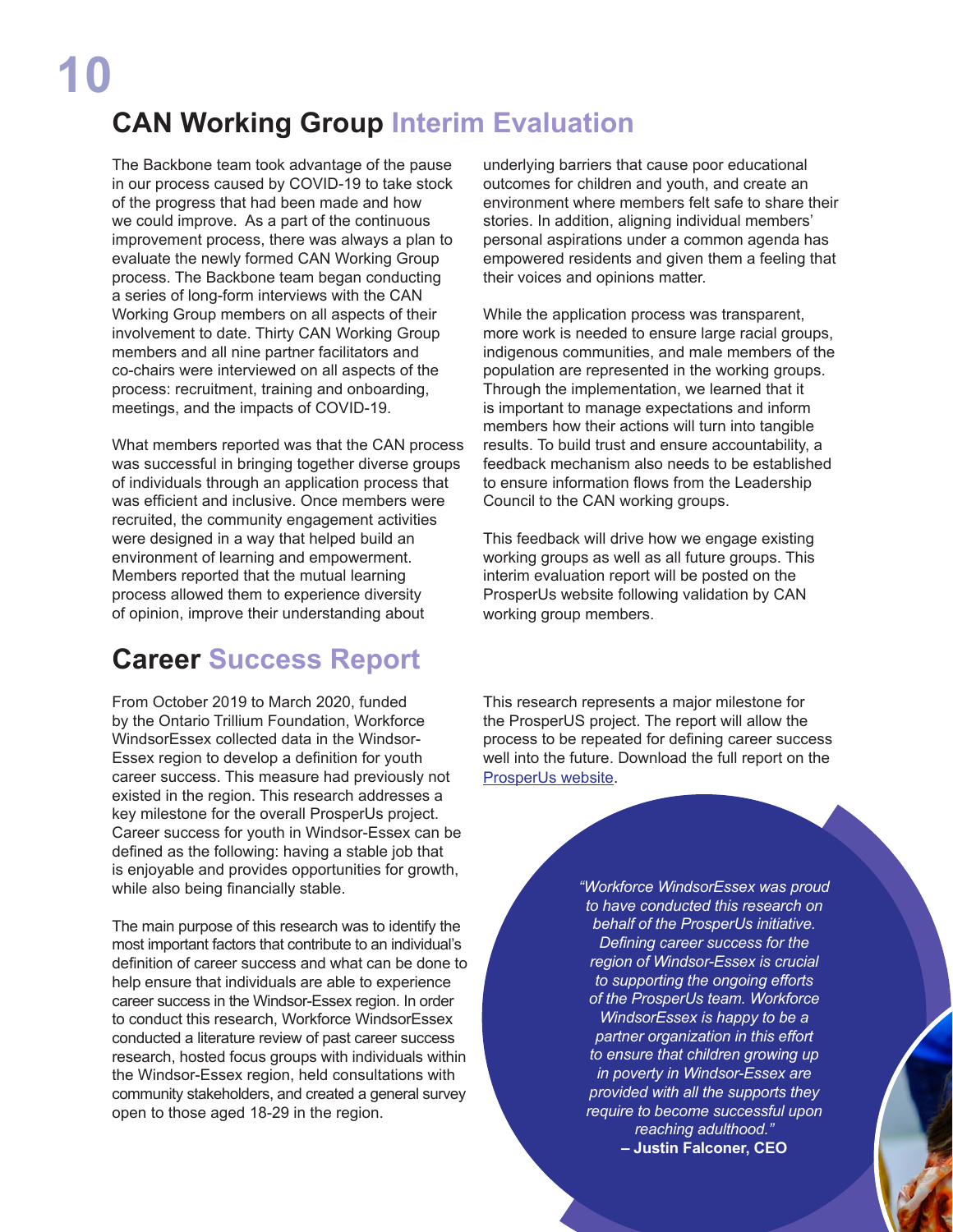## CAN Working Group Interim Evaluation

The Backbone team took advantage of the pause in our process caused by COVID-19 to take stock of the progress that had been made and how we could improve. As a part of the continuous improvement process, there was always a plan to evaluate the newly formed CAN Working Group process. The Backbone team began conducting a series of long-form interviews with the CAN Working Group members on all aspects of their involvement to date. Thirty CAN Working Group members and all nine partner facilitators and co-chairs were interviewed on all aspects of the process: recruitment, training and onboarding, meetings, and the impacts of COVID-19.

What members reported was that the CAN process was successful in bringing together diverse groups of individuals through an application process that was efficient and inclusive. Once members were recruited, the community engagement activities were designed in a way that helped build an environment of learning and empowerment. Members reported that the mutual learning process allowed them to experience diversity of opinion, improve their understanding about underlying barriers that cause poor educational outcomes for children and youth, and create an environment where members felt safe to share their stories. In addition, aligning individual members' personal aspirations under a common agenda has empowered residents and given them a feeling that their voices and opinions matter.

While the application process was transparent, more work is needed to ensure large racial groups, indigenous communities, and male members of the population are represented in the working groups. Through the implementation, we learned that it is important to manage expectations and inform members how their actions will turn into tangible results. To build trust and ensure accountability, a feedback mechanism also needs to be established to ensure information flows from the Leadership Council to the CAN working groups.

This feedback will drive how we engage existing working groups as well as all future groups. This interim evaluation report will be posted on the ProsperUs website following validation by CAN working group members.

## Career Success Report

From October 2019 to March 2020, funded by the Ontario Trillium Foundation, Workforce WindsorEssex collected data in the Windsor-Essex region to develop a definition for youth career success. This measure had previously not existed in the region. This research addresses a key milestone for the overall ProsperUs project. Career success for youth in Windsor-Essex can be defined as the following: having a stable job that is enjoyable and provides opportunities for growth, while also being financially stable.

The main purpose of this research was to identify the most important factors that contribute to an individual's definition of career success and what can be done to help ensure that individuals are able to experience career success in the Windsor-Essex region. In order to conduct this research, Workforce WindsorEssex conducted a literature review of past career success research, hosted focus groups with individuals within the Windsor-Essex region, held consultations with community stakeholders, and created a general survey open to those aged 18-29 in the region.

This research represents a major milestone for the ProsperUS project. The report will allow the process to be repeated for defining career success well into the future. Download the full report on the ProsperUs website.

*"Workforce WindsorEssex was proud to have conducted this research on behalf of the ProsperUs initiative. Defining career success for the region of Windsor-Essex is crucial to supporting the ongoing efforts of the ProsperUs team. Workforce WindsorEssex is happy to be a partner organization in this effort to ensure that children growing up in poverty in Windsor-Essex are provided with all the supports they require to become successful upon reaching adulthood."*
**– Justin Falconer, CEO**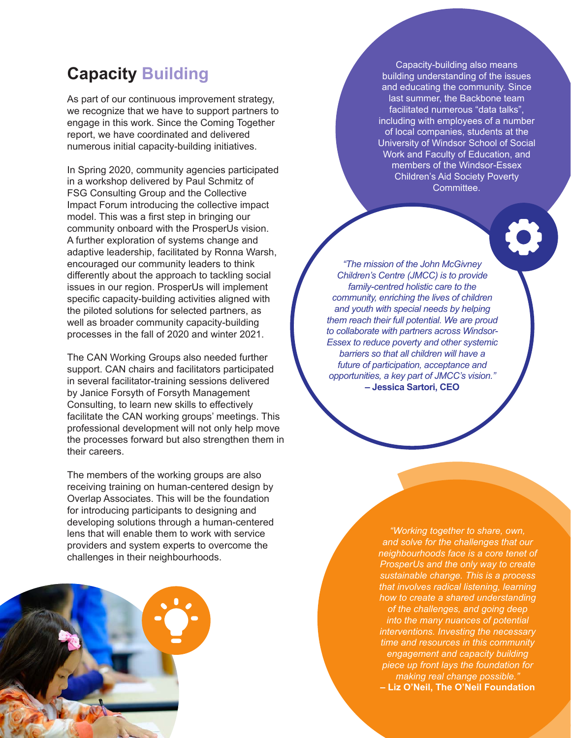## Capacity Building

As part of our continuous improvement strategy, we recognize that we have to support partners to engage in this work. Since the Coming Together report, we have coordinated and delivered numerous initial capacity-building initiatives.

In Spring 2020, community agencies participated in a workshop delivered by Paul Schmitz of FSG Consulting Group and the Collective Impact Forum introducing the collective impact model. This was a first step in bringing our community onboard with the ProsperUs vision. A further exploration of systems change and adaptive leadership, facilitated by Ronna Warsh, encouraged our community leaders to think differently about the approach to tackling social issues in our region. ProsperUs will implement specific capacity-building activities aligned with the piloted solutions for selected partners, as well as broader community capacity-building processes in the fall of 2020 and winter 2021.

The CAN Working Groups also needed further support. CAN chairs and facilitators participated in several facilitator-training sessions delivered by Janice Forsyth of Forsyth Management Consulting, to learn new skills to effectively facilitate the CAN working groups' meetings. This professional development will not only help move the processes forward but also strengthen them in their careers.

The members of the working groups are also receiving training on human-centered design by Overlap Associates. This will be the foundation for introducing participants to designing and developing solutions through a human-centered lens that will enable them to work with service providers and system experts to overcome the challenges in their neighbourhoods.

Capacity-building also means building understanding of the issues and educating the community. Since last summer, the Backbone team facilitated numerous "data talks", including with employees of a number of local companies, students at the University of Windsor School of Social Work and Faculty of Education, and members of the Windsor-Essex Children's Aid Society Poverty Committee.

*"The mission of the John McGivney Children's Centre (JMCC) is to provide family-centred holistic care to the community, enriching the lives of children and youth with special needs by helping them reach their full potential. We are proud to collaborate with partners across Windsor-Essex to reduce poverty and other systemic barriers so that all children will have a future of participation, acceptance and opportunities, a key part of JMCC's vision."*
**– Jessica Sartori, CEO**

*"Working together to share, own, and solve for the challenges that our neighbourhoods face is a core tenet of ProsperUs and the only way to create sustainable change. This is a process that involves radical listening, learning how to create a shared understanding of the challenges, and going deep into the many nuances of potential interventions. Investing the necessary time and resources in this community engagement and capacity building piece up front lays the foundation for making real change possible."*
**– Liz O'Neil, The O'Neil Foundation**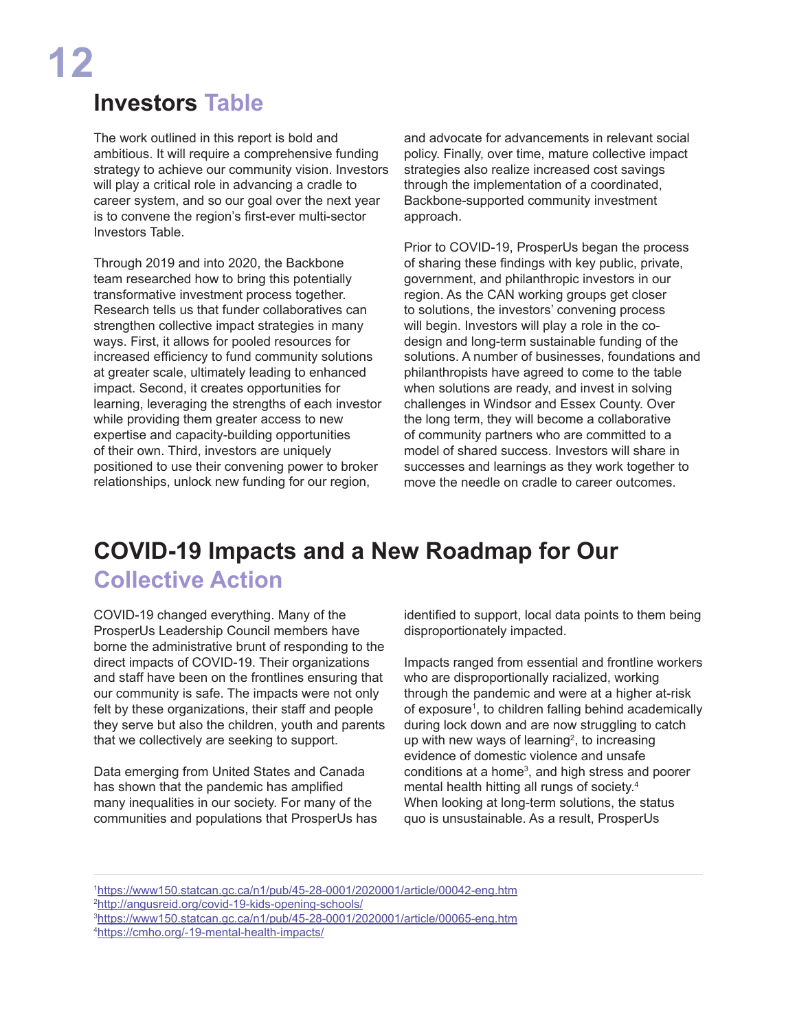## Investors Table

The work outlined in this report is bold and ambitious. It will require a comprehensive funding strategy to achieve our community vision. Investors will play a critical role in advancing a cradle to career system, and so our goal over the next year is to convene the region's first-ever multi-sector Investors Table.

Through 2019 and into 2020, the Backbone team researched how to bring this potentially transformative investment process together. Research tells us that funder collaboratives can strengthen collective impact strategies in many ways. First, it allows for pooled resources for increased efficiency to fund community solutions at greater scale, ultimately leading to enhanced impact. Second, it creates opportunities for learning, leveraging the strengths of each investor while providing them greater access to new expertise and capacity-building opportunities of their own. Third, investors are uniquely positioned to use their convening power to broker relationships, unlock new funding for our region, and advocate for advancements in relevant social policy. Finally, over time, mature collective impact strategies also realize increased cost savings through the implementation of a coordinated, Backbone-supported community investment approach.

Prior to COVID-19, ProsperUs began the process of sharing these findings with key public, private, government, and philanthropic investors in our region. As the CAN working groups get closer to solutions, the investors' convening process will begin. Investors will play a role in the co-design and long-term sustainable funding of the solutions. A number of businesses, foundations and philanthropists have agreed to come to the table when solutions are ready, and invest in solving challenges in Windsor and Essex County. Over the long term, they will become a collaborative of community partners who are committed to a model of shared success. Investors will share in successes and learnings as they work together to move the needle on cradle to career outcomes.

## COVID-19 Impacts and a New Roadmap for Our Collective Action

COVID-19 changed everything. Many of the ProsperUs Leadership Council members have borne the administrative brunt of responding to the direct impacts of COVID-19. Their organizations and staff have been on the frontlines ensuring that our community is safe. The impacts were not only felt by these organizations, their staff and people they serve but also the children, youth and parents that we collectively are seeking to support.

Data emerging from United States and Canada has shown that the pandemic has amplified many inequalities in our society. For many of the communities and populations that ProsperUs has identified to support, local data points to them being disproportionately impacted.

Impacts ranged from essential and frontline workers who are disproportionally racialized, working through the pandemic and were at a higher at-risk of exposure[1], to children falling behind academically during lock down and are now struggling to catch up with new ways of learning[2], to increasing evidence of domestic violence and unsafe conditions at a home[3], and high stress and poorer mental health hitting all rungs of society.[4]
When looking at long-term solutions, the status quo is unsustainable. As a result, ProsperUs

[1] https://www150.statcan.gc.ca/n1/pub/45-28-0001/2020001/article/00042-eng.htm
[2] http://angusreid.org/covid-19-kids-opening-schools/
[3] https://www150.statcan.gc.ca/n1/pub/45-28-0001/2020001/article/00065-eng.htm
[4] https://cmho.org/-19-mental-health-impacts/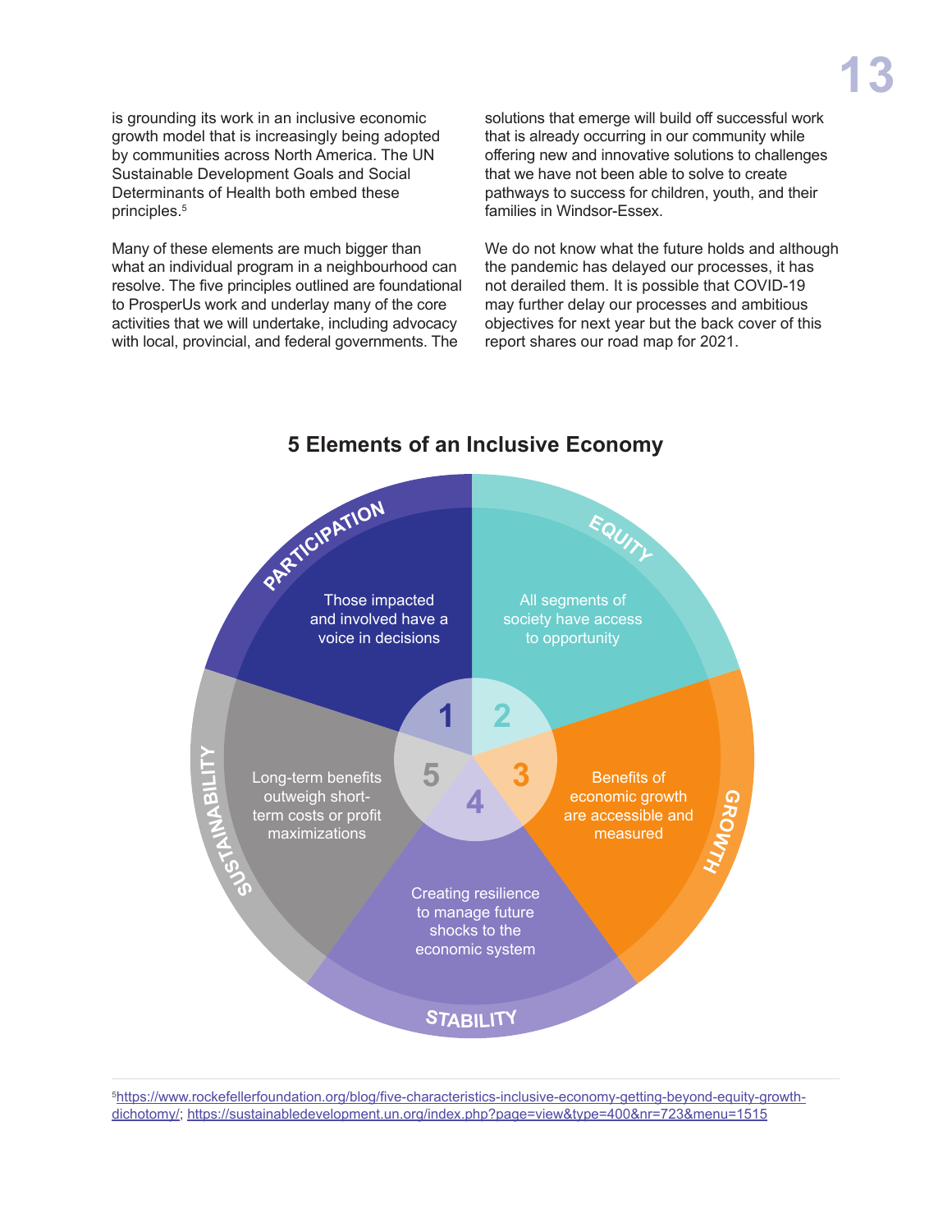is grounding its work in an inclusive economic growth model that is increasingly being adopted by communities across North America. The UN Sustainable Development Goals and Social Determinants of Health both embed these principles.[5]

Many of these elements are much bigger than what an individual program in a neighbourhood can resolve. The five principles outlined are foundational to ProsperUs work and underlay many of the core activities that we will undertake, including advocacy with local, provincial, and federal governments. The solutions that emerge will build off successful work that is already occurring in our community while offering new and innovative solutions to challenges that we have not been able to solve to create pathways to success for children, youth, and their families in Windsor-Essex.

We do not know what the future holds and although the pandemic has delayed our processes, it has not derailed them. It is possible that COVID-19 may further delay our processes and ambitious objectives for next year but the back cover of this report shares our road map for 2021.

## 5 Elements of an Inclusive Economy

1. **PARTICIPATION** – Those impacted and involved have a voice in decisions
2. **EQUITY** – All segments of society have access to opportunity
3. **GROWTH** – Benefits of economic growth are accessible and measured
4. **STABILITY** – Creating resilience to manage future shocks to the economic system
5. **SUSTAINABILITY** – Long-term benefits outweigh short-term costs or profit maximizations

[5] https://www.rockefellerfoundation.org/blog/five-characteristics-inclusive-economy-getting-beyond-equity-growth-dichotomy/; https://sustainabledevelopment.un.org/index.php?page=view&type=400&nr=723&menu=1515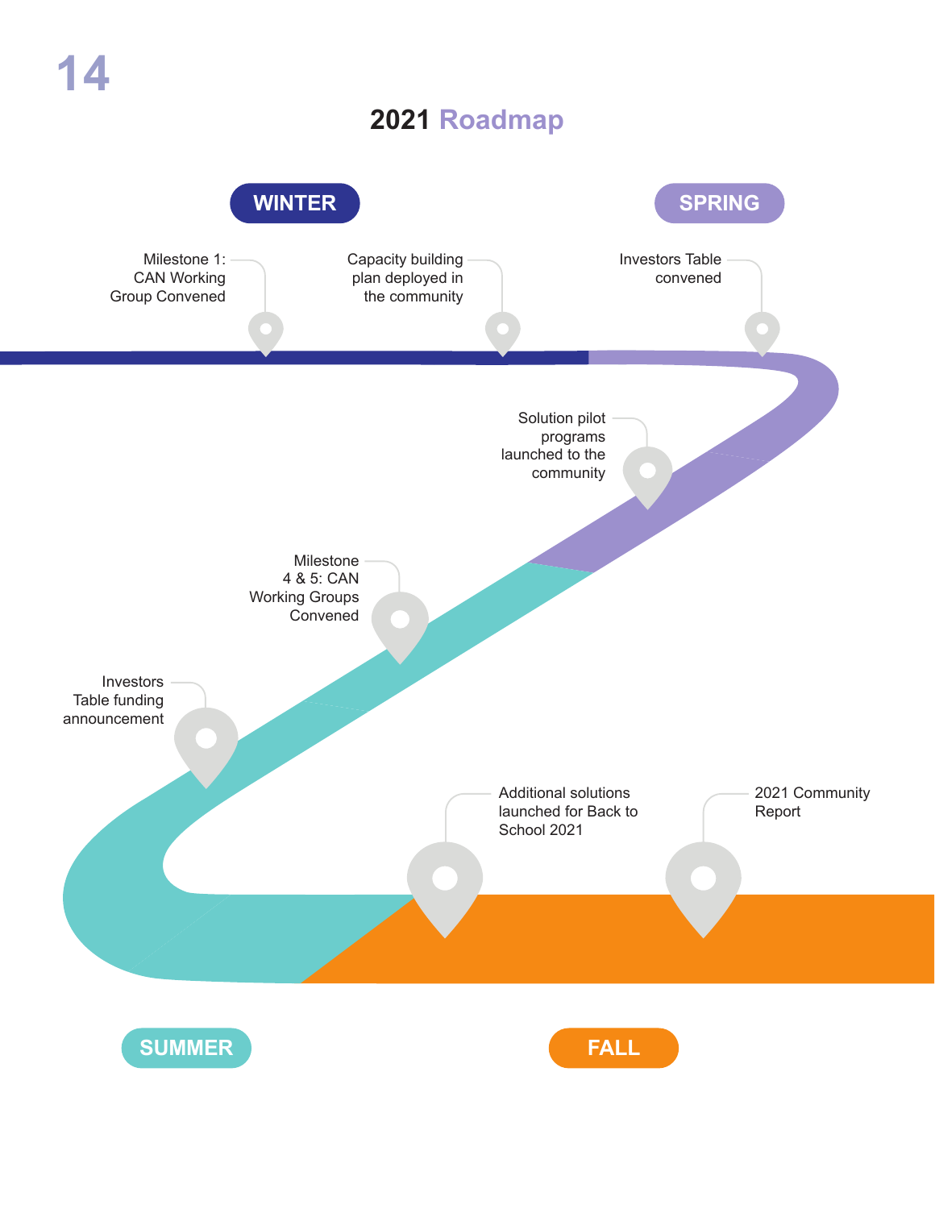# 2021 Roadmap

## WINTER

- Milestone 1: CAN Working Group Convened
- Capacity building plan deployed in the community

## SPRING

- Investors Table convened
- Solution pilot programs launched to the community

## SUMMER

- Milestone 4 & 5: CAN Working Groups Convened
- Investors Table funding announcement

## FALL

- Additional solutions launched for Back to School 2021
- 2021 Community Report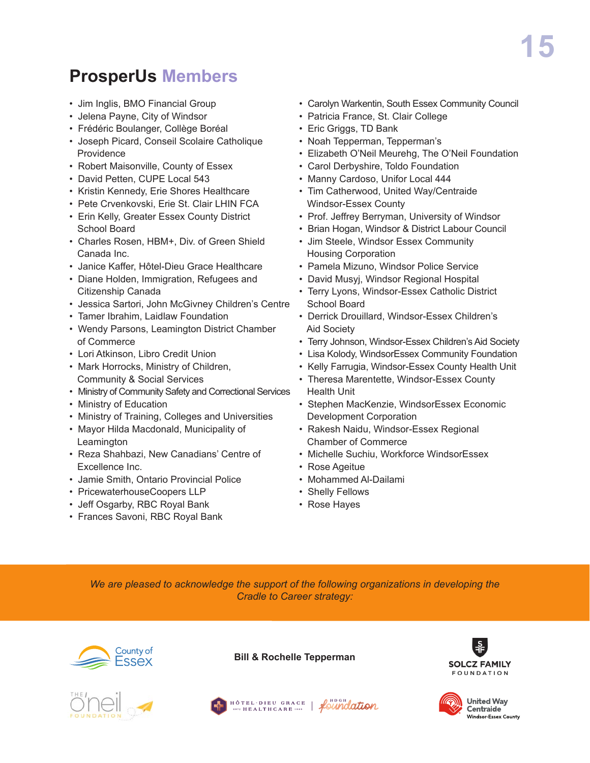## ProsperUs Members

- Jim Inglis, BMO Financial Group
- Jelena Payne, City of Windsor
- Frédéric Boulanger, Collège Boréal
- Joseph Picard, Conseil Scolaire Catholique Providence
- Robert Maisonville, County of Essex
- David Petten, CUPE Local 543
- Kristin Kennedy, Erie Shores Healthcare
- Pete Crvenkovski, Erie St. Clair LHIN FCA
- Erin Kelly, Greater Essex County District School Board
- Charles Rosen, HBM+, Div. of Green Shield Canada Inc.
- Janice Kaffer, Hôtel-Dieu Grace Healthcare
- Diane Holden, Immigration, Refugees and Citizenship Canada
- Jessica Sartori, John McGivney Children's Centre
- Tamer Ibrahim, Laidlaw Foundation
- Wendy Parsons, Leamington District Chamber of Commerce
- Lori Atkinson, Libro Credit Union
- Mark Horrocks, Ministry of Children, Community & Social Services
- Ministry of Community Safety and Correctional Services
- Ministry of Education
- Ministry of Training, Colleges and Universities
- Mayor Hilda Macdonald, Municipality of Leamington
- Reza Shahbazi, New Canadians' Centre of Excellence Inc.
- Jamie Smith, Ontario Provincial Police
- PricewaterhouseCoopers LLP
- Jeff Osgarby, RBC Royal Bank
- Frances Savoni, RBC Royal Bank
- Carolyn Warkentin, South Essex Community Council
- Patricia France, St. Clair College
- Eric Griggs, TD Bank
- Noah Tepperman, Tepperman's
- Elizabeth O'Neil Meurehg, The O'Neil Foundation
- Carol Derbyshire, Toldo Foundation
- Manny Cardoso, Unifor Local 444
- Tim Catherwood, United Way/Centraide Windsor-Essex County
- Prof. Jeffrey Berryman, University of Windsor
- Brian Hogan, Windsor & District Labour Council
- Jim Steele, Windsor Essex Community Housing Corporation
- Pamela Mizuno, Windsor Police Service
- David Musyj, Windsor Regional Hospital
- Terry Lyons, Windsor-Essex Catholic District School Board
- Derrick Drouillard, Windsor-Essex Children's Aid Society
- Terry Johnson, Windsor-Essex Children's Aid Society
- Lisa Kolody, WindsorEssex Community Foundation
- Kelly Farrugia, Windsor-Essex County Health Unit
- Theresa Marentette, Windsor-Essex County Health Unit
- Stephen MacKenzie, WindsorEssex Economic Development Corporation
- Rakesh Naidu, Windsor-Essex Regional Chamber of Commerce
- Michelle Suchiu, Workforce WindsorEssex
- Rose Ageitue
- Mohammed Al-Dailami
- Shelly Fellows
- Rose Hayes

*We are pleased to acknowledge the support of the following organizations in developing the Cradle to Career strategy:*

County of Essex

**Bill & Rochelle Tepperman**

SOLCZ FAMILY FOUNDATION

The O'Neil Foundation

Hôtel-Dieu Grace Healthcare | HDGH Foundation

United Way Centraide Windsor-Essex County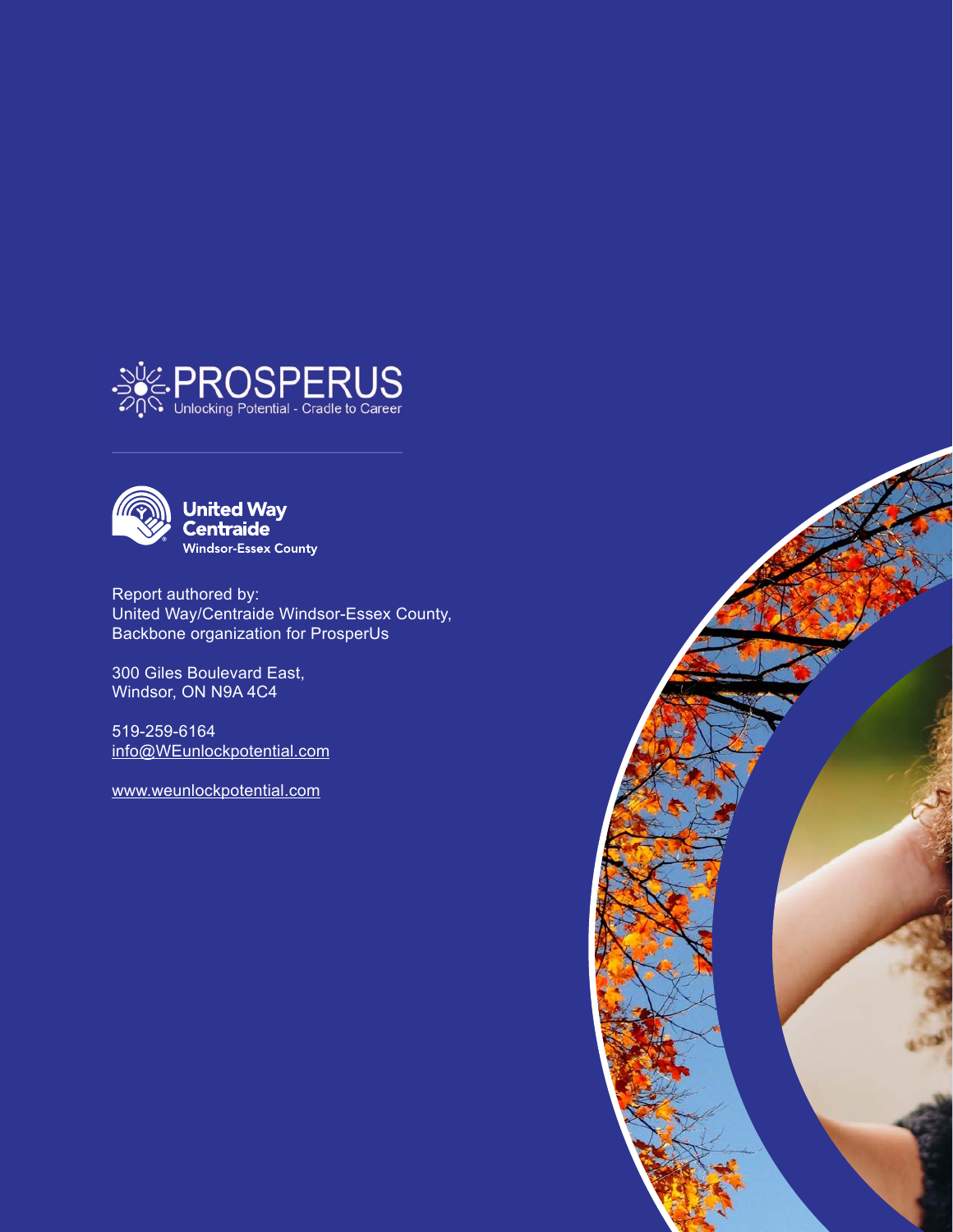PROSPERUS

Unlocking Potential - Cradle to Career

United Way
Centraide
Windsor-Essex County

Report authored by:
United Way/Centraide Windsor-Essex County,
Backbone organization for ProsperUs

300 Giles Boulevard East,
Windsor, ON N9A 4C4

519-259-6164
info@WEunlockpotential.com

www.weunlockpotential.com